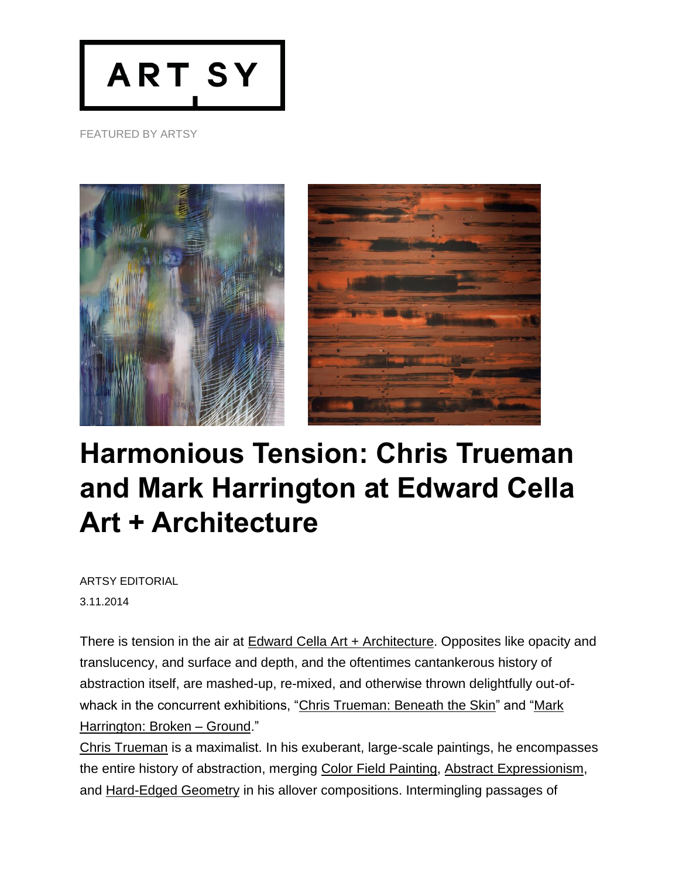ARTSY

FEATURED BY ARTSY

# Harmonious Tension: Chris Trueman and Mark Harrington at Edward Cella Art + Architecture

ARTSY EDITORIAL

3.11.2014

There is tension in the air at Edward Cella Art + Architecture. Opposites like opacity and translucency, and surface and depth, and the oftentimes cantankerous history of abstraction itself, are mashed-up, re-mixed, and otherwise thrown delightfully out-of-whack in the concurrent exhibitions, "Chris Trueman: Beneath the Skin" and "Mark Harrington: Broken – Ground."

Chris Trueman is a maximalist. In his exuberant, large-scale paintings, he encompasses the entire history of abstraction, merging Color Field Painting, Abstract Expressionism, and Hard-Edged Geometry in his allover compositions. Intermingling passages of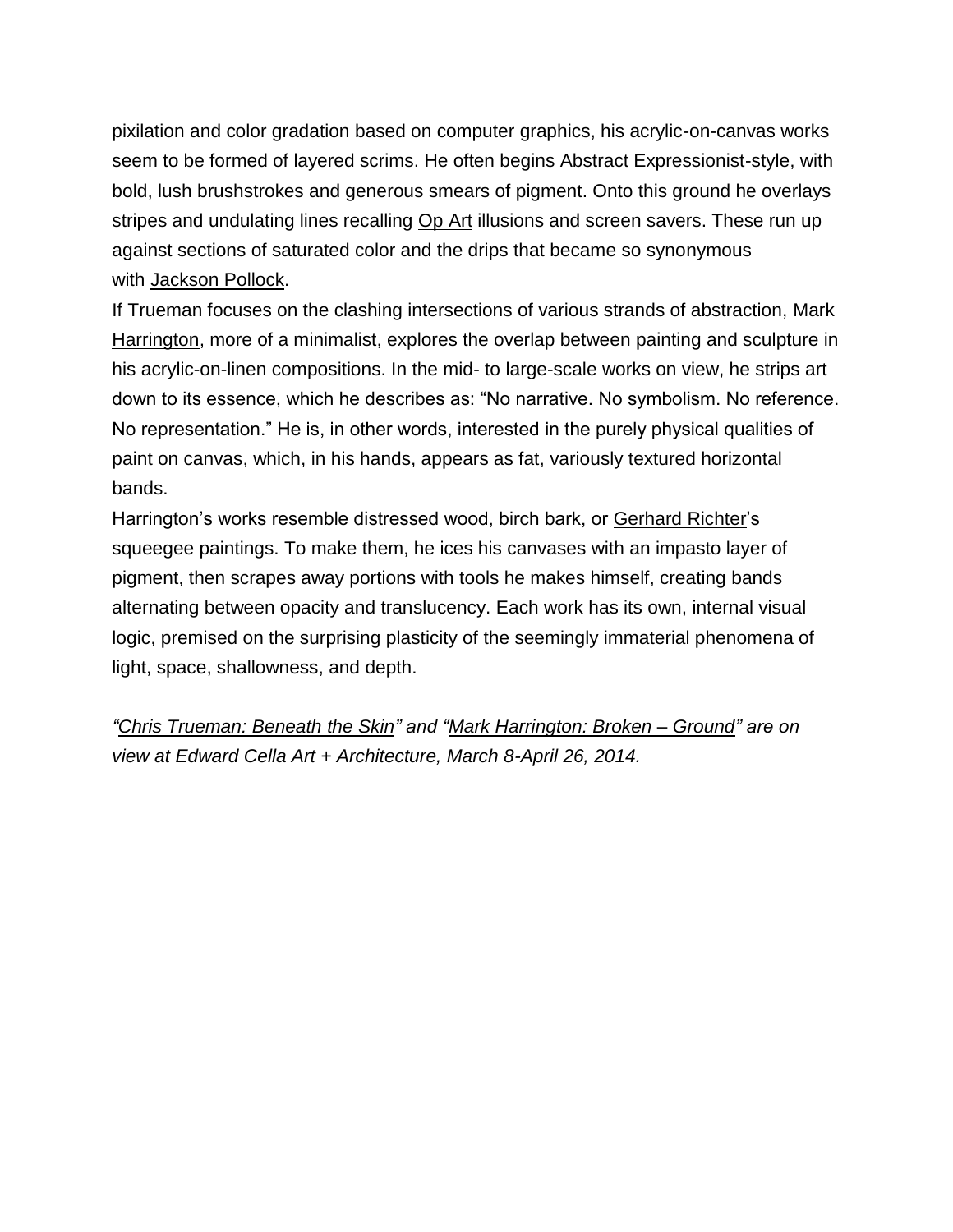pixilation and color gradation based on computer graphics, his acrylic-on-canvas works seem to be formed of layered scrims. He often begins Abstract Expressionist-style, with bold, lush brushstrokes and generous smears of pigment. Onto this ground he overlays stripes and undulating lines recalling Op Art illusions and screen savers. These run up against sections of saturated color and the drips that became so synonymous with Jackson Pollock.

If Trueman focuses on the clashing intersections of various strands of abstraction, Mark Harrington, more of a minimalist, explores the overlap between painting and sculpture in his acrylic-on-linen compositions. In the mid- to large-scale works on view, he strips art down to its essence, which he describes as: "No narrative. No symbolism. No reference. No representation." He is, in other words, interested in the purely physical qualities of paint on canvas, which, in his hands, appears as fat, variously textured horizontal bands.

Harrington's works resemble distressed wood, birch bark, or Gerhard Richter's squeegee paintings. To make them, he ices his canvases with an impasto layer of pigment, then scrapes away portions with tools he makes himself, creating bands alternating between opacity and translucency. Each work has its own, internal visual logic, premised on the surprising plasticity of the seemingly immaterial phenomena of light, space, shallowness, and depth.

*"Chris Trueman: Beneath the Skin" and "Mark Harrington: Broken – Ground" are on view at Edward Cella Art + Architecture, March 8-April 26, 2014.*